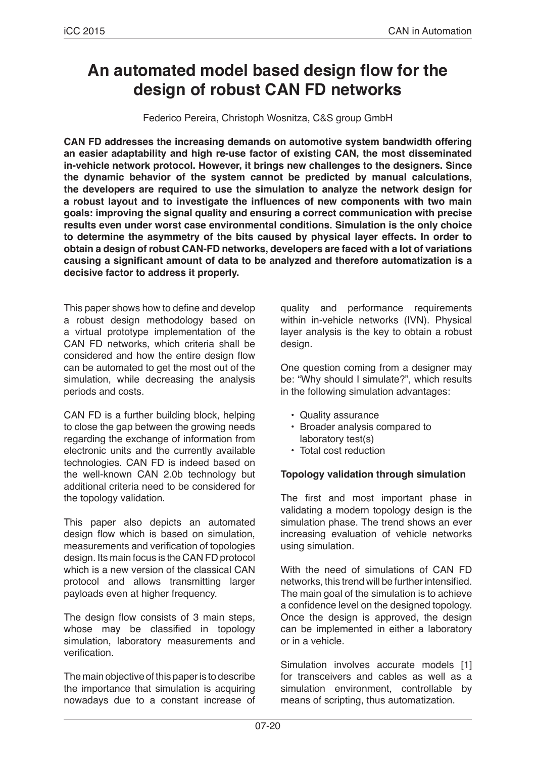# An automated model based design flow for the design of robust CAN FD networks

Federico Pereira, Christoph Wosnitza, C&S group GmbH

**CAN FD addresses the increasing demands on automotive system bandwidth offering an easier adaptability and high re-use factor of existing CAN, the most disseminated in-vehicle network protocol. However, it brings new challenges to the designers. Since the dynamic behavior of the system cannot be predicted by manual calculations, the developers are required to use the simulation to analyze the network design for a robust layout and to investigate the influences of new components with two main goals: improving the signal quality and ensuring a correct communication with precise results even under worst case environmental conditions. Simulation is the only choice to determine the asymmetry of the bits caused by physical layer effects. In order to obtain a design of robust CAN-FD networks, developers are faced with a lot of variations causing a significant amount of data to be analyzed and therefore automatization is a decisive factor to address it properly.**

This paper shows how to define and develop a robust design methodology based on a virtual prototype implementation of the CAN FD networks, which criteria shall be considered and how the entire design flow can be automated to get the most out of the simulation, while decreasing the analysis periods and costs.

CAN FD is a further building block, helping to close the gap between the growing needs regarding the exchange of information from electronic units and the currently available technologies. CAN FD is indeed based on the well-known CAN 2.0b technology but additional criteria need to be considered for the topology validation.

This paper also depicts an automated design flow which is based on simulation, measurements and verification of topologies design. Its main focus is the CAN FD protocol which is a new version of the classical CAN protocol and allows transmitting larger payloads even at higher frequency.

The design flow consists of 3 main steps, whose may be classified in topology simulation, laboratory measurements and verification.

The main objective of this paper is to describe the importance that simulation is acquiring nowadays due to a constant increase of quality and performance requirements within in-vehicle networks (IVN). Physical layer analysis is the key to obtain a robust design.

One question coming from a designer may be: "Why should I simulate?", which results in the following simulation advantages:

- Quality assurance
- Broader analysis compared to laboratory test(s)
- Total cost reduction

**Topology validation through simulation**

The first and most important phase in validating a modern topology design is the simulation phase. The trend shows an ever increasing evaluation of vehicle networks using simulation.

With the need of simulations of CAN FD networks, this trend will be further intensified. The main goal of the simulation is to achieve a confidence level on the designed topology. Once the design is approved, the design can be implemented in either a laboratory or in a vehicle.

Simulation involves accurate models [1] for transceivers and cables as well as a simulation environment, controllable by means of scripting, thus automatization.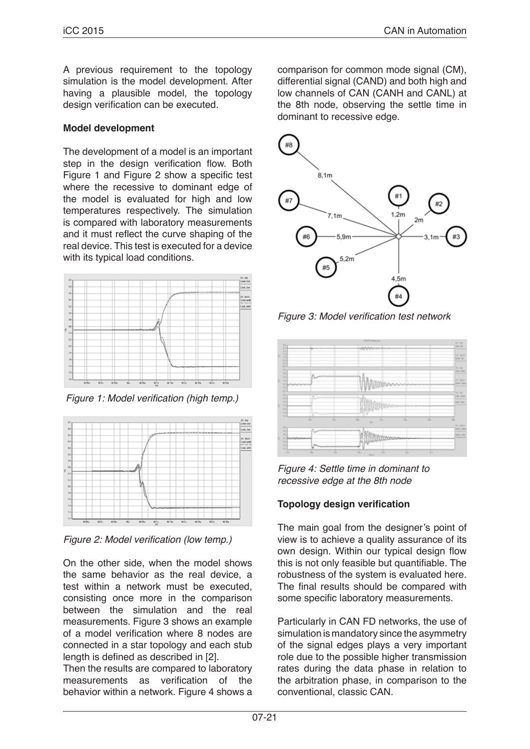A previous requirement to the topology simulation is the model development. After having a plausible model, the topology design verification can be executed.

**Model development**

The development of a model is an important step in the design verification flow. Both Figure 1 and Figure 2 show a specific test where the recessive to dominant edge of the model is evaluated for high and low temperatures respectively. The simulation is compared with laboratory measurements and it must reflect the curve shaping of the real device. This test is executed for a device with its typical load conditions.

*Figure 1: Model verification (high temp.)*

*Figure 2: Model verification (low temp.)*

On the other side, when the model shows the same behavior as the real device, a test within a network must be executed, consisting once more in the comparison between the simulation and the real measurements. Figure 3 shows an example of a model verification where 8 nodes are connected in a star topology and each stub length is defined as described in [2].

Then the results are compared to laboratory measurements as verification of the behavior within a network. Figure 4 shows a comparison for common mode signal (CM), differential signal (CAND) and both high and low channels of CAN (CANH and CANL) at the 8th node, observing the settle time in dominant to recessive edge.

*Figure 3: Model verification test network*

*Figure 4: Settle time in dominant to recessive edge at the 8th node*

**Topology design verification**

The main goal from the designer's point of view is to achieve a quality assurance of its own design. Within our typical design flow this is not only feasible but quantifiable. The robustness of the system is evaluated here. The final results should be compared with some specific laboratory measurements.

Particularly in CAN FD networks, the use of simulation is mandatory since the asymmetry of the signal edges plays a very important role due to the possible higher transmission rates during the data phase in relation to the arbitration phase, in comparison to the conventional, classic CAN.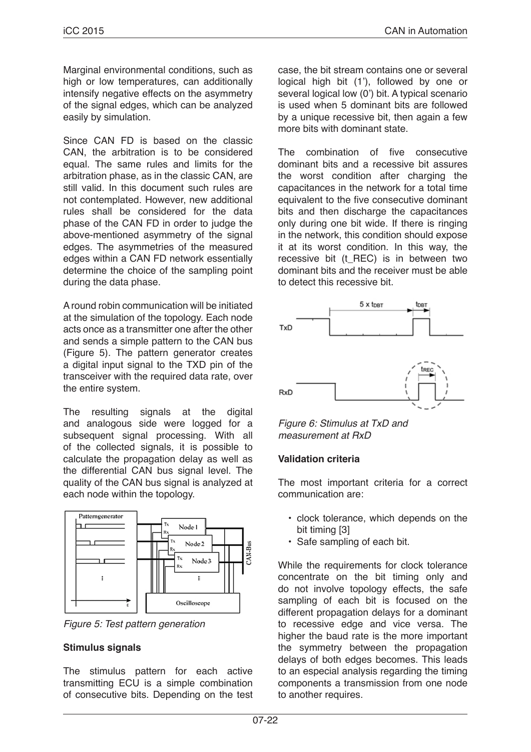Marginal environmental conditions, such as high or low temperatures, can additionally intensify negative effects on the asymmetry of the signal edges, which can be analyzed easily by simulation.

Since CAN FD is based on the classic CAN, the arbitration is to be considered equal. The same rules and limits for the arbitration phase, as in the classic CAN, are still valid. In this document such rules are not contemplated. However, new additional rules shall be considered for the data phase of the CAN FD in order to judge the above-mentioned asymmetry of the signal edges. The asymmetries of the measured edges within a CAN FD network essentially determine the choice of the sampling point during the data phase.

A round robin communication will be initiated at the simulation of the topology. Each node acts once as a transmitter one after the other and sends a simple pattern to the CAN bus (Figure 5). The pattern generator creates a digital input signal to the TXD pin of the transceiver with the required data rate, over the entire system.

The resulting signals at the digital and analogous side were logged for a subsequent signal processing. With all of the collected signals, it is possible to calculate the propagation delay as well as the differential CAN bus signal level. The quality of the CAN bus signal is analyzed at each node within the topology.

*Figure 5: Test pattern generation*

**Stimulus signals**

The stimulus pattern for each active transmitting ECU is a simple combination of consecutive bits. Depending on the test case, the bit stream contains one or several logical high bit (1'), followed by one or several logical low (0') bit. A typical scenario is used when 5 dominant bits are followed by a unique recessive bit, then again a few more bits with dominant state.

The combination of five consecutive dominant bits and a recessive bit assures the worst condition after charging the capacitances in the network for a total time equivalent to the five consecutive dominant bits and then discharge the capacitances only during one bit wide. If there is ringing in the network, this condition should expose it at its worst condition. In this way, the recessive bit (t_REC) is in between two dominant bits and the receiver must be able to detect this recessive bit.

*Figure 6: Stimulus at TxD and measurement at RxD*

**Validation criteria**

The most important criteria for a correct communication are:

- clock tolerance, which depends on the bit timing [3]
- Safe sampling of each bit.

While the requirements for clock tolerance concentrate on the bit timing only and do not involve topology effects, the safe sampling of each bit is focused on the different propagation delays for a dominant to recessive edge and vice versa. The higher the baud rate is the more important the symmetry between the propagation delays of both edges becomes. This leads to an especial analysis regarding the timing components a transmission from one node to another requires.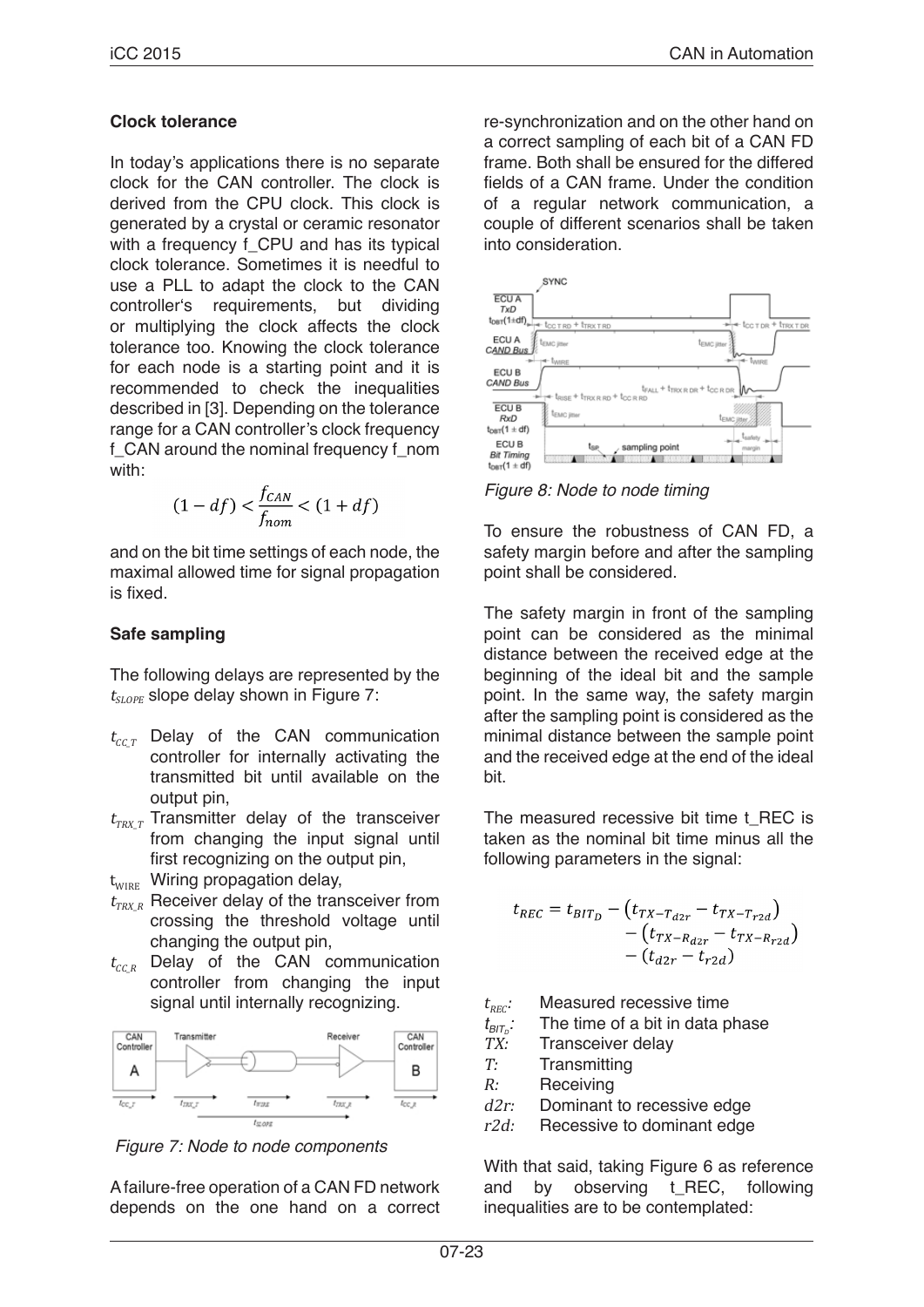### Clock tolerance

In today's applications there is no separate clock for the CAN controller. The clock is derived from the CPU clock. This clock is generated by a crystal or ceramic resonator with a frequency f_CPU and has its typical clock tolerance. Sometimes it is needful to use a PLL to adapt the clock to the CAN controller's requirements, but dividing or multiplying the clock affects the clock tolerance too. Knowing the clock tolerance for each node is a starting point and it is recommended to check the inequalities described in [3]. Depending on the tolerance range for a CAN controller's clock frequency f_CAN around the nominal frequency f_nom with:

$$(1-df) < \frac{f_{CAN}}{f_{nom}} < (1+df)$$

and on the bit time settings of each node, the maximal allowed time for signal propagation is fixed.

### Safe sampling

The following delays are represented by the $t_{SLOPE}$ slope delay shown in Figure 7:

- $t_{CC\_T}$ Delay of the CAN communication controller for internally activating the transmitted bit until available on the output pin,
- $t_{TRX\_T}$ Transmitter delay of the transceiver from changing the input signal until first recognizing on the output pin,
- $t_{WIRE}$ Wiring propagation delay,
- $t_{TRX\_R}$ Receiver delay of the transceiver from crossing the threshold voltage until changing the output pin,
- $t_{CC\_R}$ Delay of the CAN communication controller from changing the input signal until internally recognizing.

Figure 7: Node to node components

A failure-free operation of a CAN FD network depends on the one hand on a correct re-synchronization and on the other hand on a correct sampling of each bit of a CAN FD frame. Both shall be ensured for the differed fields of a CAN frame. Under the condition of a regular network communication, a couple of different scenarios shall be taken into consideration.

Figure 8: Node to node timing

To ensure the robustness of CAN FD, a safety margin before and after the sampling point shall be considered.

The safety margin in front of the sampling point can be considered as the minimal distance between the received edge at the beginning of the ideal bit and the sample point. In the same way, the safety margin after the sampling point is considered as the minimal distance between the sample point and the received edge at the end of the ideal bit.

The measured recessive bit time t_REC is taken as the nominal bit time minus all the following parameters in the signal:

$$\begin{aligned} t_{REC} = t_{BIT_D} - \left(t_{TX-T_{d2r}} - t_{TX-T_{r2d}}\right) \\ - \left(t_{TX-R_{d2r}} - t_{TX-R_{r2d}}\right) \\ - \left(t_{d2r} - t_{r2d}\right) \end{aligned}$$

- $t_{REC}$: Measured recessive time
- $t_{BIT_D}$: The time of a bit in data phase
- $TX$: Transceiver delay
- $T$: Transmitting
- $R$: Receiving
- $d2r$: Dominant to recessive edge
- $r2d$: Recessive to dominant edge

With that said, taking Figure 6 as reference and by observing t_REC, following inequalities are to be contemplated: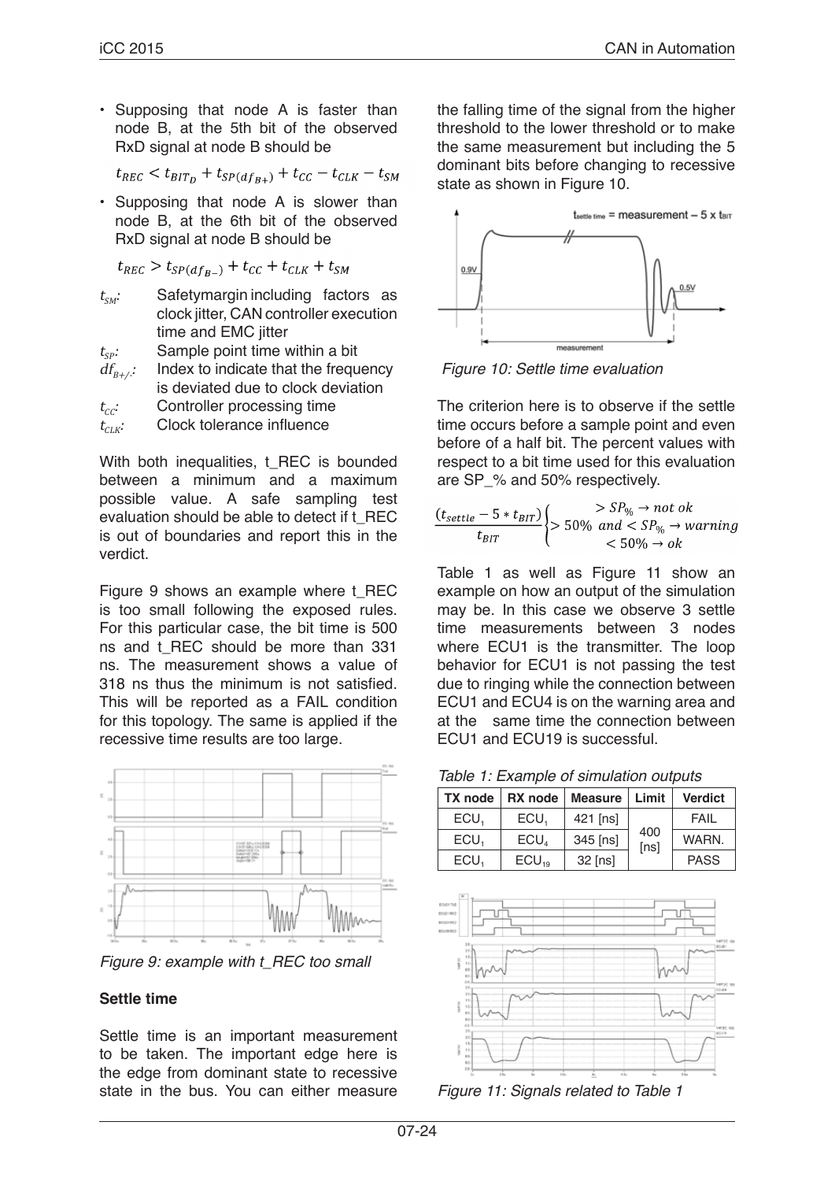- Supposing that node A is faster than node B, at the 5th bit of the observed RxD signal at node B should be

$$t_{REC} < t_{BIT_D} + t_{SP(df_{B+})} + t_{CC} - t_{CLK} - t_{SM}$$

- Supposing that node A is slower than node B, at the 6th bit of the observed RxD signal at node B should be

$$t_{REC} > t_{SP(df_{B-})} + t_{CC} + t_{CLK} + t_{SM}$$

$t_{SM}$: Safetymargin including factors as clock jitter, CAN controller execution time and EMC jitter

$t_{SP}$: Sample point time within a bit

$df_{B+/-}$: Index to indicate that the frequency is deviated due to clock deviation

$t_{CC}$: Controller processing time

$t_{CLK}$: Clock tolerance influence

With both inequalities, t_REC is bounded between a minimum and a maximum possible value. A safe sampling test evaluation should be able to detect if t_REC is out of boundaries and report this in the verdict.

Figure 9 shows an example where t_REC is too small following the exposed rules. For this particular case, the bit time is 500 ns and t_REC should be more than 331 ns. The measurement shows a value of 318 ns thus the minimum is not satisfied. This will be reported as a FAIL condition for this topology. The same is applied if the recessive time results are too large.

*Figure 9: example with t_REC too small*

### Settle time

Settle time is an important measurement to be taken. The important edge here is the edge from dominant state to recessive state in the bus. You can either measure the falling time of the signal from the higher threshold to the lower threshold or to make the same measurement but including the 5 dominant bits before changing to recessive state as shown in Figure 10.

*Figure 10: Settle time evaluation*

The criterion here is to observe if the settle time occurs before a sample point and even before of a half bit. The percent values with respect to a bit time used for this evaluation are SP_% and 50% respectively.

$$\frac{(t_{settle} - 5 * t_{BIT})}{t_{BIT}} \begin{cases} > SP_{\%} \rightarrow not\ ok \\ > 50\%\ and < SP_{\%} \rightarrow warning \\ < 50\% \rightarrow ok \end{cases}$$

Table 1 as well as Figure 11 show an example on how an output of the simulation may be. In this case we observe 3 settle time measurements between 3 nodes where ECU1 is the transmitter. The loop behavior for ECU1 is not passing the test due to ringing while the connection between ECU1 and ECU4 is on the warning area and at the same time the connection between ECU1 and ECU19 is successful.

*Table 1: Example of simulation outputs*

| TX node | RX node | Measure | Limit | Verdict |
|---|---|---|---|---|
| $ECU_1$ | $ECU_1$ | 421 [ns] | 400 [ns] | FAIL |
| $ECU_1$ | $ECU_4$ | 345 [ns] | | WARN. |
| $ECU_1$ | $ECU_{19}$ | 32 [ns] | | PASS |

*Figure 11: Signals related to Table 1*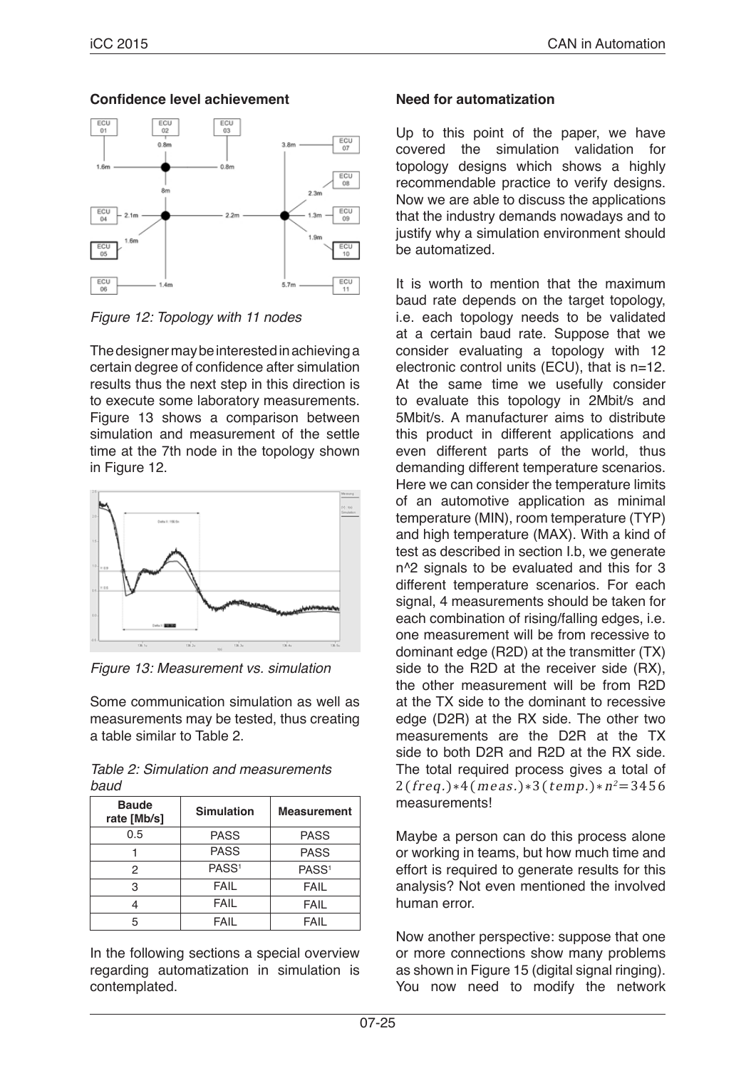**Confidence level achievement**

*Figure 12: Topology with 11 nodes*

The designer may be interested in achieving a certain degree of confidence after simulation results thus the next step in this direction is to execute some laboratory measurements. Figure 13 shows a comparison between simulation and measurement of the settle time at the 7th node in the topology shown in Figure 12.

*Figure 13: Measurement vs. simulation*

Some communication simulation as well as measurements may be tested, thus creating a table similar to Table 2.

*Table 2: Simulation and measurements baud*

| Baude rate [Mb/s] | Simulation | Measurement |
|---|---|---|
| 0.5 | PASS | PASS |
| 1 | PASS | PASS |
| 2 | PASS[1] | PASS[1] |
| 3 | FAIL | FAIL |
| 4 | FAIL | FAIL |
| 5 | FAIL | FAIL |

In the following sections a special overview regarding automatization in simulation is contemplated.

**Need for automatization**

Up to this point of the paper, we have covered the simulation validation for topology designs which shows a highly recommendable practice to verify designs. Now we are able to discuss the applications that the industry demands nowadays and to justify why a simulation environment should be automatized.

It is worth to mention that the maximum baud rate depends on the target topology, i.e. each topology needs to be validated at a certain baud rate. Suppose that we consider evaluating a topology with 12 electronic control units (ECU), that is n=12. At the same time we usefully consider to evaluate this topology in 2Mbit/s and 5Mbit/s. A manufacturer aims to distribute this product in different applications and even different parts of the world, thus demanding different temperature scenarios. Here we can consider the temperature limits of an automotive application as minimal temperature (MIN), room temperature (TYP) and high temperature (MAX). With a kind of test as described in section I.b, we generate n^2 signals to be evaluated and this for 3 different temperature scenarios. For each signal, 4 measurements should be taken for each combination of rising/falling edges, i.e. one measurement will be from recessive to dominant edge (R2D) at the transmitter (TX) side to the R2D at the receiver side (RX), the other measurement will be from R2D at the TX side to the dominant to recessive edge (D2R) at the RX side. The other two measurements are the D2R at the TX side to both D2R and R2D at the RX side. The total required process gives a total of $2(freq.)*4(meas.)*3(temp.)*n^2=3456$ measurements!

Maybe a person can do this process alone or working in teams, but how much time and effort is required to generate results for this analysis? Not even mentioned the involved human error.

Now another perspective: suppose that one or more connections show many problems as shown in Figure 15 (digital signal ringing). You now need to modify the network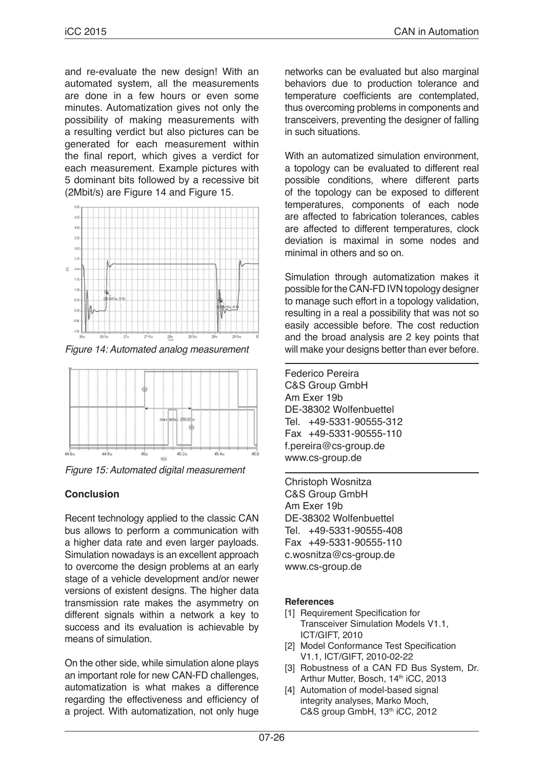and re-evaluate the new design! With an automated system, all the measurements are done in a few hours or even some minutes. Automatization gives not only the possibility of making measurements with a resulting verdict but also pictures can be generated for each measurement within the final report, which gives a verdict for each measurement. Example pictures with 5 dominant bits followed by a recessive bit (2Mbit/s) are Figure 14 and Figure 15.

*Figure 14: Automated analog measurement*

*Figure 15: Automated digital measurement*

## Conclusion

Recent technology applied to the classic CAN bus allows to perform a communication with a higher data rate and even larger payloads. Simulation nowadays is an excellent approach to overcome the design problems at an early stage of a vehicle development and/or newer versions of existent designs. The higher data transmission rate makes the asymmetry on different signals within a network a key to success and its evaluation is achievable by means of simulation.

On the other side, while simulation alone plays an important role for new CAN-FD challenges, automatization is what makes a difference regarding the effectiveness and efficiency of a project. With automatization, not only huge networks can be evaluated but also marginal behaviors due to production tolerance and temperature coefficients are contemplated, thus overcoming problems in components and transceivers, preventing the designer of falling in such situations.

With an automatized simulation environment, a topology can be evaluated to different real possible conditions, where different parts of the topology can be exposed to different temperatures, components of each node are affected to fabrication tolerances, cables are affected to different temperatures, clock deviation is maximal in some nodes and minimal in others and so on.

Simulation through automatization makes it possible for the CAN-FD IVN topology designer to manage such effort in a topology validation, resulting in a real a possibility that was not so easily accessible before. The cost reduction and the broad analysis are 2 key points that will make your designs better than ever before.

---

Federico Pereira  
C&S Group GmbH  
Am Exer 19b  
DE-38302 Wolfenbuettel  
Tel. +49-5331-90555-312  
Fax +49-5331-90555-110  
f.pereira@cs-group.de  
www.cs-group.de

---

Christoph Wosnitza  
C&S Group GmbH  
Am Exer 19b  
DE-38302 Wolfenbuettel  
Tel. +49-5331-90555-408  
Fax +49-5331-90555-110  
c.wosnitza@cs-group.de  
www.cs-group.de

#### References

[1] Requirement Specification for Transceiver Simulation Models V1.1, ICT/GIFT, 2010

[2] Model Conformance Test Specification V1.1, ICT/GIFT, 2010-02-22

[3] Robustness of a CAN FD Bus System, Dr. Arthur Mutter, Bosch, 14th iCC, 2013

[4] Automation of model-based signal integrity analyses, Marko Moch, C&S group GmbH, 13th iCC, 2012